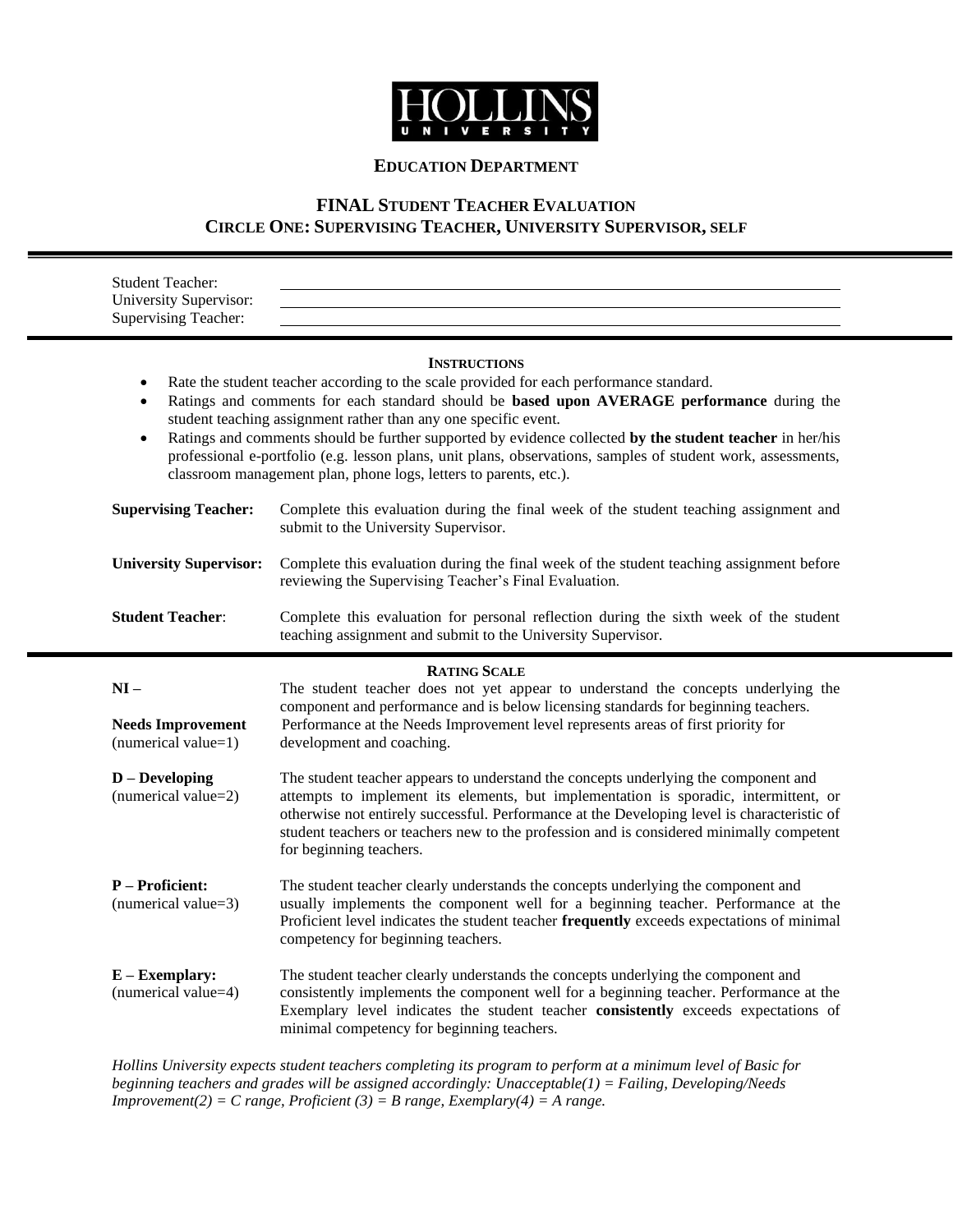# HOLLINS UNIVERSITY

## EDUCATION DEPARTMENT

## FINAL STUDENT TEACHER EVALUATION
## CIRCLE ONE: SUPERVISING TEACHER, UNIVERSITY SUPERVISOR, SELF

Student Teacher: ______________________________

University Supervisor: ______________________________

Supervising Teacher: ______________________________

### INSTRUCTIONS

- Rate the student teacher according to the scale provided for each performance standard.
- Ratings and comments for each standard should be **based upon AVERAGE performance** during the student teaching assignment rather than any one specific event.
- Ratings and comments should be further supported by evidence collected **by the student teacher** in her/his professional e-portfolio (e.g. lesson plans, unit plans, observations, samples of student work, assessments, classroom management plan, phone logs, letters to parents, etc.).

| | |
|---|---|
| **Supervising Teacher:** | Complete this evaluation during the final week of the student teaching assignment and submit to the University Supervisor. |
| **University Supervisor:** | Complete this evaluation during the final week of the student teaching assignment before reviewing the Supervising Teacher's Final Evaluation. |
| **Student Teacher**: | Complete this evaluation for personal reflection during the sixth week of the student teaching assignment and submit to the University Supervisor. |

### RATING SCALE

| | |
|---|---|
| **NI – Needs Improvement** (numerical value=1) | The student teacher does not yet appear to understand the concepts underlying the component and performance and is below licensing standards for beginning teachers. Performance at the Needs Improvement level represents areas of first priority for development and coaching. |
| **D – Developing** (numerical value=2) | The student teacher appears to understand the concepts underlying the component and attempts to implement its elements, but implementation is sporadic, intermittent, or otherwise not entirely successful. Performance at the Developing level is characteristic of student teachers or teachers new to the profession and is considered minimally competent for beginning teachers. |
| **P – Proficient:** (numerical value=3) | The student teacher clearly understands the concepts underlying the component and usually implements the component well for a beginning teacher. Performance at the Proficient level indicates the student teacher **frequently** exceeds expectations of minimal competency for beginning teachers. |
| **E – Exemplary:** (numerical value=4) | The student teacher clearly understands the concepts underlying the component and consistently implements the component well for a beginning teacher. Performance at the Exemplary level indicates the student teacher **consistently** exceeds expectations of minimal competency for beginning teachers. |

*Hollins University expects student teachers completing its program to perform at a minimum level of Basic for beginning teachers and grades will be assigned accordingly: Unacceptable(1) = Failing, Developing/Needs Improvement(2) = C range, Proficient (3) = B range, Exemplary(4) = A range.*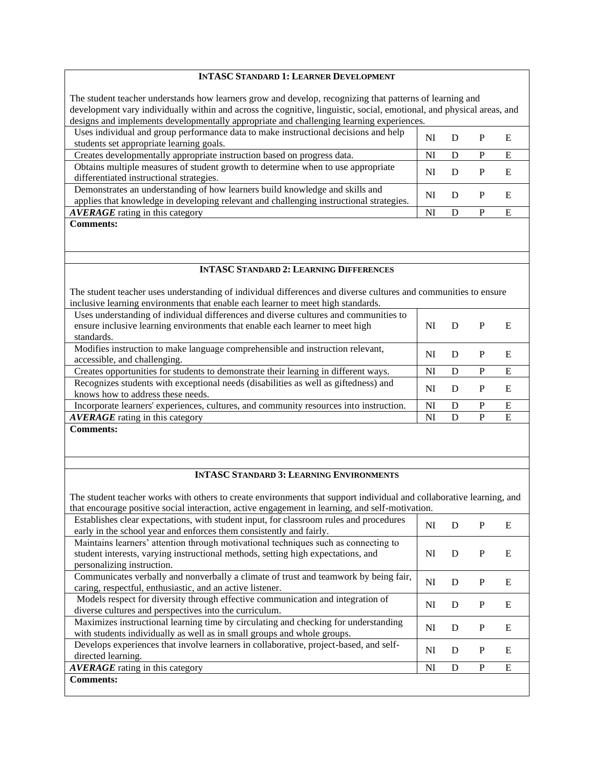## INTASC STANDARD 1: LEARNER DEVELOPMENT

The student teacher understands how learners grow and develop, recognizing that patterns of learning and development vary individually within and across the cognitive, linguistic, social, emotional, and physical areas, and designs and implements developmentally appropriate and challenging learning experiences.

| | | | | |
|---|---|---|---|---|
| Uses individual and group performance data to make instructional decisions and help students set appropriate learning goals. | NI | D | P | E |
| Creates developmentally appropriate instruction based on progress data. | NI | D | P | E |
| Obtains multiple measures of student growth to determine when to use appropriate differentiated instructional strategies. | NI | D | P | E |
| Demonstrates an understanding of how learners build knowledge and skills and applies that knowledge in developing relevant and challenging instructional strategies. | NI | D | P | E |
| ***AVERAGE*** rating in this category | NI | D | P | E |

**Comments:**

## INTASC STANDARD 2: LEARNING DIFFERENCES

The student teacher uses understanding of individual differences and diverse cultures and communities to ensure inclusive learning environments that enable each learner to meet high standards.

| | | | | |
|---|---|---|---|---|
| Uses understanding of individual differences and diverse cultures and communities to ensure inclusive learning environments that enable each learner to meet high standards. | NI | D | P | E |
| Modifies instruction to make language comprehensible and instruction relevant, accessible, and challenging. | NI | D | P | E |
| Creates opportunities for students to demonstrate their learning in different ways. | NI | D | P | E |
| Recognizes students with exceptional needs (disabilities as well as giftedness) and knows how to address these needs. | NI | D | P | E |
| Incorporate learners' experiences, cultures, and community resources into instruction. | NI | D | P | E |
| ***AVERAGE*** rating in this category | NI | D | P | E |

**Comments:**

## INTASC STANDARD 3: LEARNING ENVIRONMENTS

The student teacher works with others to create environments that support individual and collaborative learning, and that encourage positive social interaction, active engagement in learning, and self-motivation.

| | | | | |
|---|---|---|---|---|
| Establishes clear expectations, with student input, for classroom rules and procedures early in the school year and enforces them consistently and fairly. | NI | D | P | E |
| Maintains learners' attention through motivational techniques such as connecting to student interests, varying instructional methods, setting high expectations, and personalizing instruction. | NI | D | P | E |
| Communicates verbally and nonverbally a climate of trust and teamwork by being fair, caring, respectful, enthusiastic, and an active listener. | NI | D | P | E |
| Models respect for diversity through effective communication and integration of diverse cultures and perspectives into the curriculum. | NI | D | P | E |
| Maximizes instructional learning time by circulating and checking for understanding with students individually as well as in small groups and whole groups. | NI | D | P | E |
| Develops experiences that involve learners in collaborative, project-based, and self-directed learning. | NI | D | P | E |
| ***AVERAGE*** rating in this category | NI | D | P | E |

**Comments:**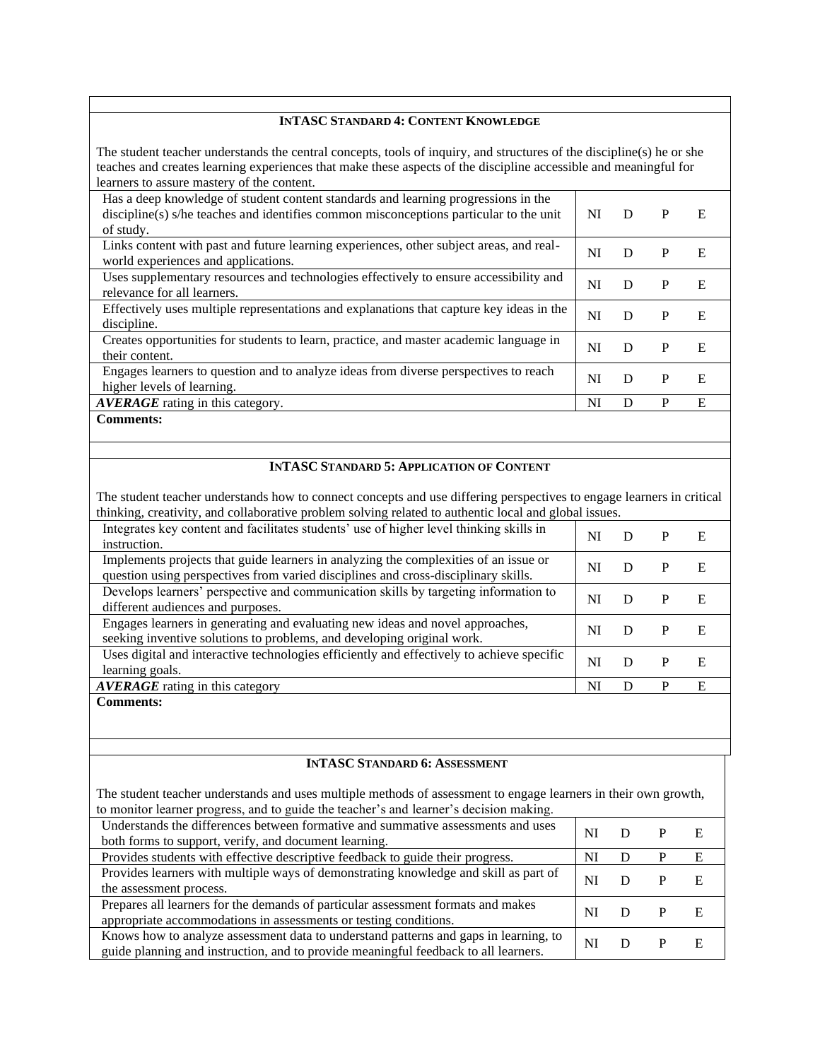### INTASC STANDARD 4: CONTENT KNOWLEDGE

The student teacher understands the central concepts, tools of inquiry, and structures of the discipline(s) he or she teaches and creates learning experiences that make these aspects of the discipline accessible and meaningful for learners to assure mastery of the content.

| | | | | |
|---|---|---|---|---|
| Has a deep knowledge of student content standards and learning progressions in the discipline(s) s/he teaches and identifies common misconceptions particular to the unit of study. | NI | D | P | E |
| Links content with past and future learning experiences, other subject areas, and real-world experiences and applications. | NI | D | P | E |
| Uses supplementary resources and technologies effectively to ensure accessibility and relevance for all learners. | NI | D | P | E |
| Effectively uses multiple representations and explanations that capture key ideas in the discipline. | NI | D | P | E |
| Creates opportunities for students to learn, practice, and master academic language in their content. | NI | D | P | E |
| Engages learners to question and to analyze ideas from diverse perspectives to reach higher levels of learning. | NI | D | P | E |
| ***AVERAGE*** rating in this category. | NI | D | P | E |

**Comments:**

### INTASC STANDARD 5: APPLICATION OF CONTENT

The student teacher understands how to connect concepts and use differing perspectives to engage learners in critical thinking, creativity, and collaborative problem solving related to authentic local and global issues.

| | | | | |
|---|---|---|---|---|
| Integrates key content and facilitates students' use of higher level thinking skills in instruction. | NI | D | P | E |
| Implements projects that guide learners in analyzing the complexities of an issue or question using perspectives from varied disciplines and cross-disciplinary skills. | NI | D | P | E |
| Develops learners' perspective and communication skills by targeting information to different audiences and purposes. | NI | D | P | E |
| Engages learners in generating and evaluating new ideas and novel approaches, seeking inventive solutions to problems, and developing original work. | NI | D | P | E |
| Uses digital and interactive technologies efficiently and effectively to achieve specific learning goals. | NI | D | P | E |
| ***AVERAGE*** rating in this category | NI | D | P | E |

**Comments:**

### INTASC STANDARD 6: ASSESSMENT

The student teacher understands and uses multiple methods of assessment to engage learners in their own growth, to monitor learner progress, and to guide the teacher's and learner's decision making.

| | | | | |
|---|---|---|---|---|
| Understands the differences between formative and summative assessments and uses both forms to support, verify, and document learning. | NI | D | P | E |
| Provides students with effective descriptive feedback to guide their progress. | NI | D | P | E |
| Provides learners with multiple ways of demonstrating knowledge and skill as part of the assessment process. | NI | D | P | E |
| Prepares all learners for the demands of particular assessment formats and makes appropriate accommodations in assessments or testing conditions. | NI | D | P | E |
| Knows how to analyze assessment data to understand patterns and gaps in learning, to guide planning and instruction, and to provide meaningful feedback to all learners. | NI | D | P | E |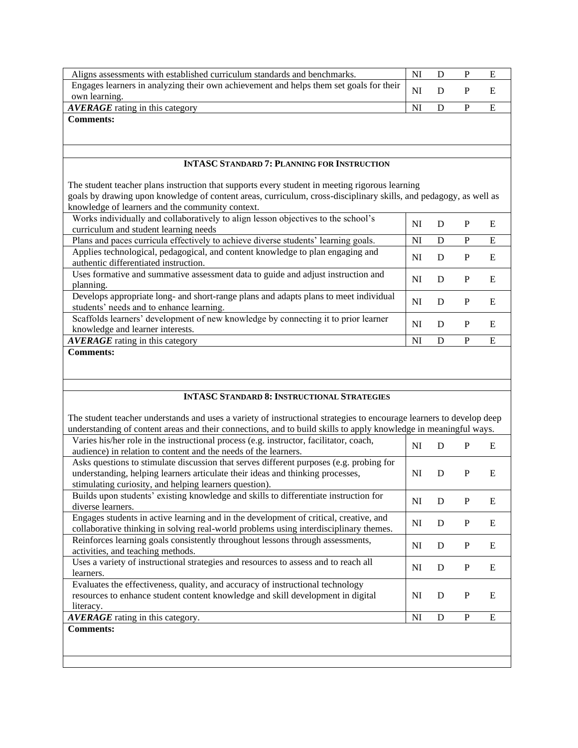| | | | | |
|---|---|---|---|---|
| Aligns assessments with established curriculum standards and benchmarks. | NI | D | P | E |
| Engages learners in analyzing their own achievement and helps them set goals for their own learning. | NI | D | P | E |
| ***AVERAGE*** rating in this category | NI | D | P | E |

**Comments:**

### INTASC STANDARD 7: PLANNING FOR INSTRUCTION

The student teacher plans instruction that supports every student in meeting rigorous learning goals by drawing upon knowledge of content areas, curriculum, cross-disciplinary skills, and pedagogy, as well as knowledge of learners and the community context.

| | | | | |
|---|---|---|---|---|
| Works individually and collaboratively to align lesson objectives to the school's curriculum and student learning needs | NI | D | P | E |
| Plans and paces curricula effectively to achieve diverse students' learning goals. | NI | D | P | E |
| Applies technological, pedagogical, and content knowledge to plan engaging and authentic differentiated instruction. | NI | D | P | E |
| Uses formative and summative assessment data to guide and adjust instruction and planning. | NI | D | P | E |
| Develops appropriate long- and short-range plans and adapts plans to meet individual students' needs and to enhance learning. | NI | D | P | E |
| Scaffolds learners' development of new knowledge by connecting it to prior learner knowledge and learner interests. | NI | D | P | E |
| ***AVERAGE*** rating in this category | NI | D | P | E |

**Comments:**

### INTASC STANDARD 8: INSTRUCTIONAL STRATEGIES

The student teacher understands and uses a variety of instructional strategies to encourage learners to develop deep understanding of content areas and their connections, and to build skills to apply knowledge in meaningful ways.

| | | | | |
|---|---|---|---|---|
| Varies his/her role in the instructional process (e.g. instructor, facilitator, coach, audience) in relation to content and the needs of the learners. | NI | D | P | E |
| Asks questions to stimulate discussion that serves different purposes (e.g. probing for understanding, helping learners articulate their ideas and thinking processes, stimulating curiosity, and helping learners question). | NI | D | P | E |
| Builds upon students' existing knowledge and skills to differentiate instruction for diverse learners. | NI | D | P | E |
| Engages students in active learning and in the development of critical, creative, and collaborative thinking in solving real-world problems using interdisciplinary themes. | NI | D | P | E |
| Reinforces learning goals consistently throughout lessons through assessments, activities, and teaching methods. | NI | D | P | E |
| Uses a variety of instructional strategies and resources to assess and to reach all learners. | NI | D | P | E |
| Evaluates the effectiveness, quality, and accuracy of instructional technology resources to enhance student content knowledge and skill development in digital literacy. | NI | D | P | E |
| ***AVERAGE*** rating in this category. | NI | D | P | E |

**Comments:**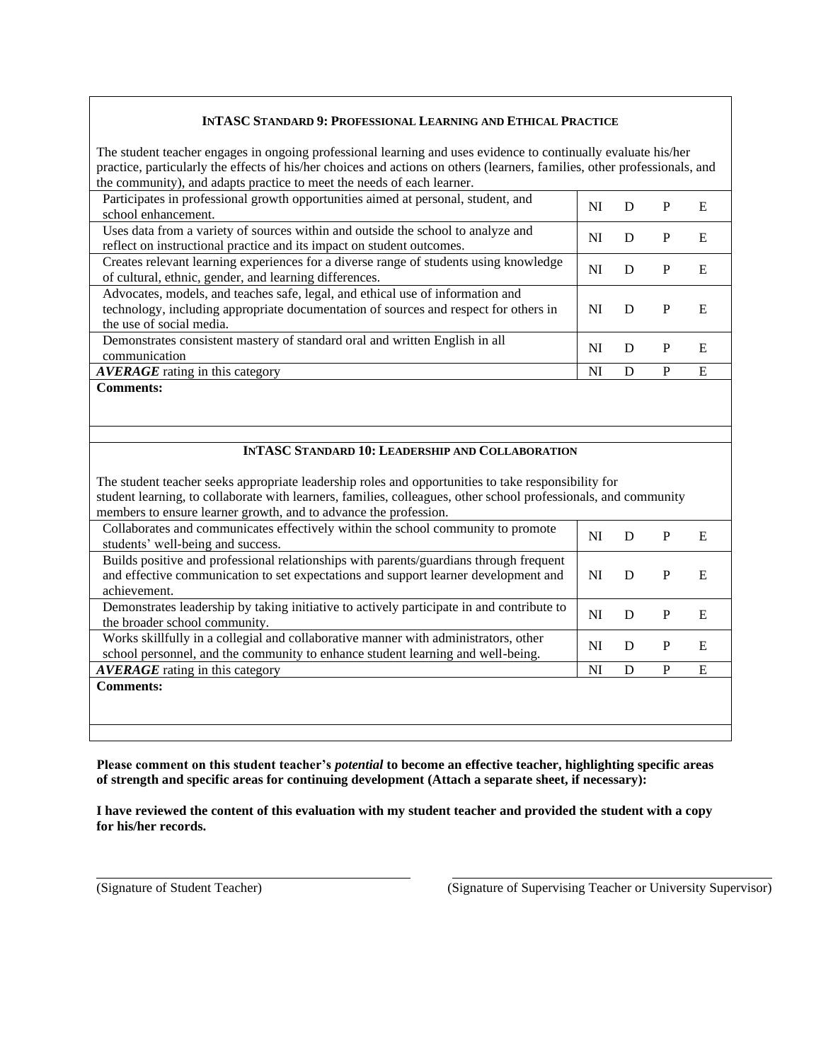### INTASC STANDARD 9: PROFESSIONAL LEARNING AND ETHICAL PRACTICE

The student teacher engages in ongoing professional learning and uses evidence to continually evaluate his/her practice, particularly the effects of his/her choices and actions on others (learners, families, other professionals, and the community), and adapts practice to meet the needs of each learner.

| | | | | |
|---|---|---|---|---|
| Participates in professional growth opportunities aimed at personal, student, and school enhancement. | NI | D | P | E |
| Uses data from a variety of sources within and outside the school to analyze and reflect on instructional practice and its impact on student outcomes. | NI | D | P | E |
| Creates relevant learning experiences for a diverse range of students using knowledge of cultural, ethnic, gender, and learning differences. | NI | D | P | E |
| Advocates, models, and teaches safe, legal, and ethical use of information and technology, including appropriate documentation of sources and respect for others in the use of social media. | NI | D | P | E |
| Demonstrates consistent mastery of standard oral and written English in all communication | NI | D | P | E |
| ***AVERAGE*** rating in this category | NI | D | P | E |

**Comments:**

### INTASC STANDARD 10: LEADERSHIP AND COLLABORATION

The student teacher seeks appropriate leadership roles and opportunities to take responsibility for student learning, to collaborate with learners, families, colleagues, other school professionals, and community members to ensure learner growth, and to advance the profession.

| | | | | |
|---|---|---|---|---|
| Collaborates and communicates effectively within the school community to promote students' well-being and success. | NI | D | P | E |
| Builds positive and professional relationships with parents/guardians through frequent and effective communication to set expectations and support learner development and achievement. | NI | D | P | E |
| Demonstrates leadership by taking initiative to actively participate in and contribute to the broader school community. | NI | D | P | E |
| Works skillfully in a collegial and collaborative manner with administrators, other school personnel, and the community to enhance student learning and well-being. | NI | D | P | E |
| ***AVERAGE*** rating in this category | NI | D | P | E |

**Comments:**

**Please comment on this student teacher's *potential* to become an effective teacher, highlighting specific areas of strength and specific areas for continuing development (Attach a separate sheet, if necessary):**

**I have reviewed the content of this evaluation with my student teacher and provided the student with a copy for his/her records.**

(Signature of Student Teacher)

(Signature of Supervising Teacher or University Supervisor)